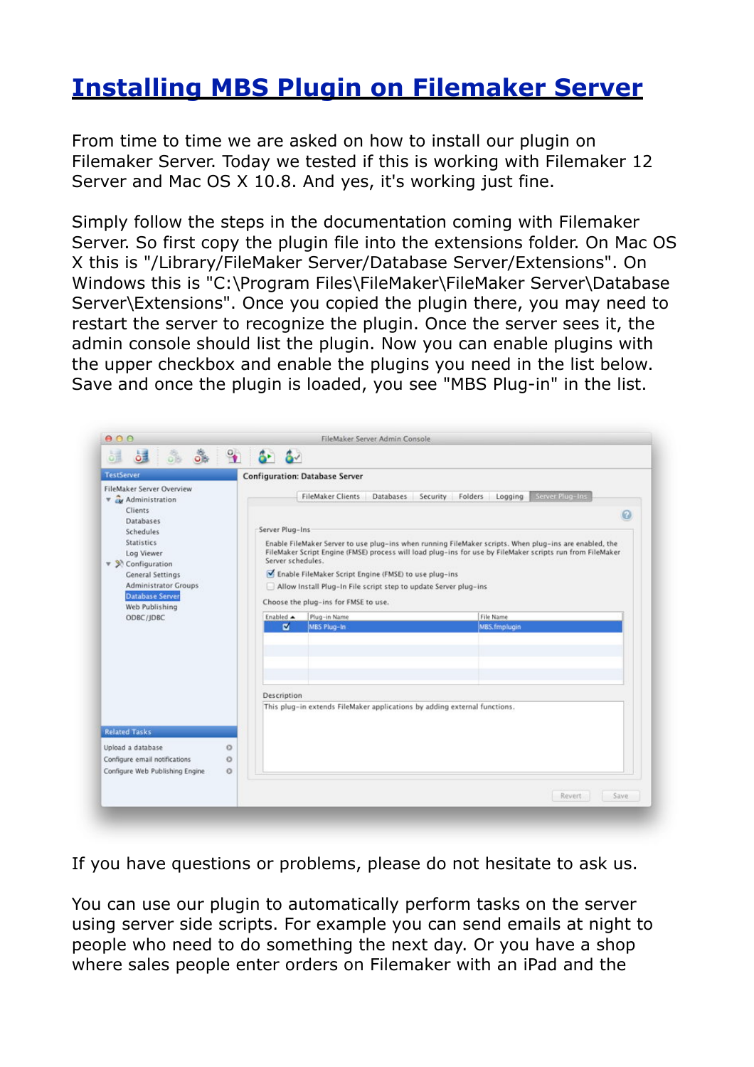# Installing MBS Plugin on Filemaker Server

From time to time we are asked on how to install our plugin on Filemaker Server. Today we tested if this is working with Filemaker 12 Server and Mac OS X 10.8. And yes, it's working just fine.

Simply follow the steps in the documentation coming with Filemaker Server. So first copy the plugin file into the extensions folder. On Mac OS X this is "/Library/FileMaker Server/Database Server/Extensions". On Windows this is "C:\Program Files\FileMaker\FileMaker Server\Database Server\Extensions". Once you copied the plugin there, you may need to restart the server to recognize the plugin. Once the server sees it, the admin console should list the plugin. Now you can enable plugins with the upper checkbox and enable the plugins you need in the list below. Save and once the plugin is loaded, you see "MBS Plug-in" in the list.

If you have questions or problems, please do not hesitate to ask us.

You can use our plugin to automatically perform tasks on the server using server side scripts. For example you can send emails at night to people who need to do something the next day. Or you have a shop where sales people enter orders on Filemaker with an iPad and the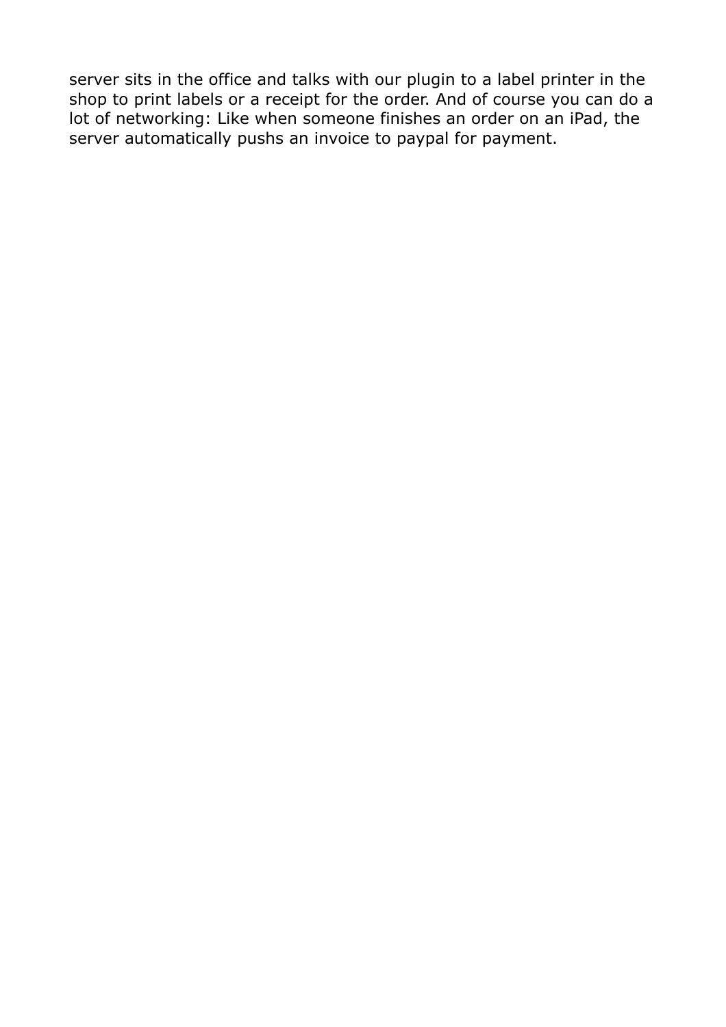server sits in the office and talks with our plugin to a label printer in the shop to print labels or a receipt for the order. And of course you can do a lot of networking: Like when someone finishes an order on an iPad, the server automatically pushs an invoice to paypal for payment.